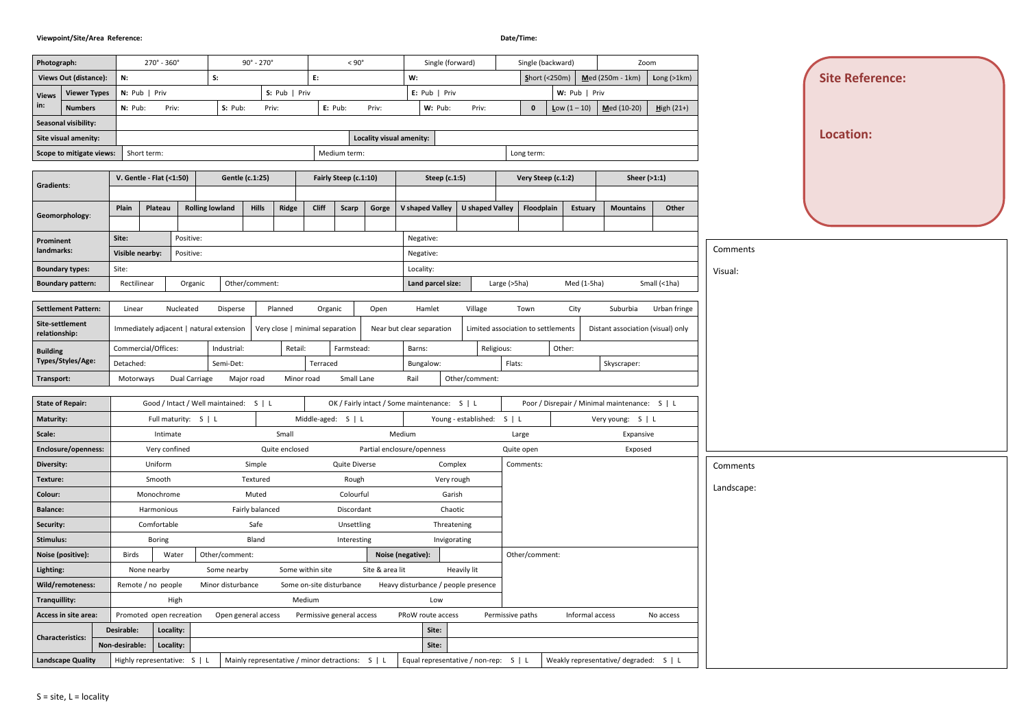**Viewpoint/Site/Area Reference:** **Date/Time:**

| **Photograph:** | | 270° - 360° | 90° - 270° | < 90° | Single (forward) | Single (backward) | Zoom |
|---|---|---|---|---|---|---|---|
| **Views Out (distance):** | | **N:** | **S:** | **E:** | **W:** | Short (<250m) \| Med (250m - 1km) | Long (>1km) |
| **Views in:** | **Viewer Types** | **N:** Pub \| Priv | **S:** Pub \| Priv | **E:** Pub \| Priv | | **W:** Pub \| Priv | |
| | **Numbers** | **N:** Pub: Priv: | **S:** Pub: Priv: | **E:** Pub: Priv: | **W:** Pub: Priv: | **0** \| Low (1 – 10) \| Med (10-20) | High (21+) |
| **Seasonal visibility:** | | | | | | | |
| **Site visual amenity:** | | | | **Locality visual amenity:** | | | |
| **Scope to mitigate views:** | | Short term: | | Medium term: | | Long term: | |

| **Gradients:** | V. Gentle - Flat (<1:50) | Gentle (c.1:25) | Fairly Steep (c.1:10) | Steep (c.1:5) | Very Steep (c.1:2) | Sheer (>1:1) |
|---|---|---|---|---|---|---|
| | | | | | | |

| **Geomorphology:** | Plain | Plateau | Rolling lowland | Hills | Ridge | Cliff | Scarp | Gorge | V shaped Valley | U shaped Valley | Floodplain | Estuary | Mountains | Other |
|---|---|---|---|---|---|---|---|---|---|---|---|---|---|---|
| | | | | | | | | | | | | | | |

| **Prominent landmarks:** | **Site:** | Positive: | Negative: |
|---|---|---|---|
| | **Visible nearby:** | Positive: | Negative: |
| **Boundary types:** | Site: | | Locality: |
| **Boundary pattern:** | Rectilinear \| Organic | Other/comment: | **Land parcel size:** Large (>5ha) \| Med (1-5ha) \| Small (<1ha) |

| **Settlement Pattern:** | Linear | Nucleated | Disperse | Planned | Organic | Open | Hamlet | Village | Town | City | Suburbia | Urban fringe |
|---|---|---|---|---|---|---|---|---|---|---|---|---|
| **Site-settlement relationship:** | Immediately adjacent \| natural extension | | | Very close \| minimal separation | | Near but clear separation | | Limited association to settlements | | | Distant association (visual) only | |
| **Building Types/Styles/Age:** | Commercial/Offices: | | Industrial: | Retail: | Farmstead: | | Barns: | Religious: | | Other: | | |
| | Detached: | | Semi-Det: | | Terraced | | Bungalow: | | Flats: | | Skyscraper: | |
| **Transport:** | Motorways | Dual Carriage | Major road | Minor road | Small Lane | | Rail | Other/comment: | | | | |

| **State of Repair:** | Good / Intact / Well maintained: S \| L | | OK / Fairly intact / Some maintenance: S \| L | | Poor / Disrepair / Minimal maintenance: S \| L |
|---|---|---|---|---|---|
| **Maturity:** | Full maturity: S \| L | Middle-aged: S \| L | | Young - established: S \| L | Very young: S \| L |
| **Scale:** | Intimate | Small | Medium | Large | Expansive |
| **Enclosure/openness:** | Very confined | Quite enclosed | Partial enclosure/openness | Quite open | Exposed |
| **Diversity:** | Uniform | Simple | Quite Diverse | Complex | Comments: |
| **Texture:** | Smooth | Textured | Rough | Very rough | |
| **Colour:** | Monochrome | Muted | Colourful | Garish | |
| **Balance:** | Harmonious | Fairly balanced | Discordant | Chaotic | |
| **Security:** | Comfortable | Safe | Unsettling | Threatening | |
| **Stimulus:** | Boring | Bland | Interesting | Invigorating | |
| **Noise (positive):** | Birds \| Water | Other/comment: | **Noise (negative):** | | Other/comment: |
| **Lighting:** | None nearby | Some nearby | Some within site | Site & area lit \| Heavily lit | |
| **Wild/remoteness:** | Remote / no people | Minor disturbance | Some on-site disturbance | Heavy disturbance / people presence | |
| **Tranquillity:** | High | | Medium | Low | |
| **Access in site area:** | Promoted open recreation \| Open general access | Permissive general access | PRoW route access | Permissive paths \| Informal access | No access |
| **Characteristics:** | **Desirable:** **Locality:** | | | **Site:** | |
| | **Non-desirable:** **Locality:** | | | **Site:** | |
| **Landscape Quality** | Highly representative: S \| L | Mainly representative / minor detractions: S \| L | | Equal representative / non-rep: S \| L | Weakly representative/ degraded: S \| L |

S = site, L = locality

**Site Reference:**

**Location:**

Comments

Visual:

Comments

Landscape: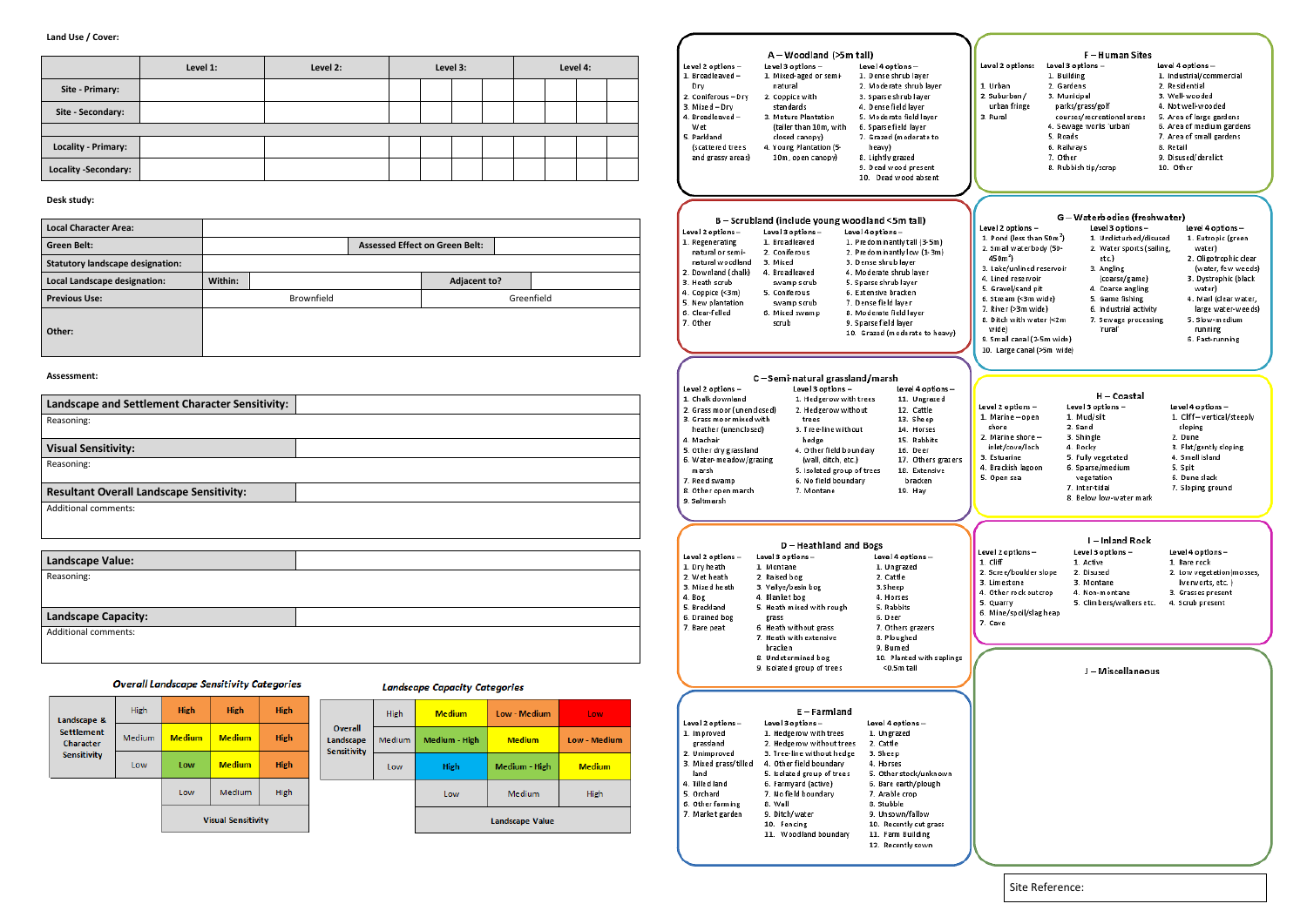**Land Use / Cover:**

| | Level 1: | Level 2: | Level 3: | | | | Level 4: | | | |
|---|---|---|---|---|---|---|---|---|---|---|
| **Site - Primary:** | | | | | | | | | | |
| **Site - Secondary:** | | | | | | | | | | |
| | | | | | | | | | | |
| **Locality - Primary:** | | | | | | | | | | |
| **Locality -Secondary:** | | | | | | | | | | |

**Desk study:**

| | | | |
|---|---|---|---|
| **Local Character Area:** | | | |
| **Green Belt:** | | **Assessed Effect on Green Belt:** | |
| **Statutory landscape designation:** | | | |
| **Local Landscape designation:** | **Within:** | **Adjacent to?** | |
| **Previous Use:** | Brownfield | Greenfield | |
| **Other:** | | | |

**Assessment:**

| | |
|---|---|
| **Landscape and Settlement Character Sensitivity:** | |
| Reasoning: | |
| **Visual Sensitivity:** | |
| Reasoning: | |
| **Resultant Overall Landscape Sensitivity:** | |
| Additional comments: | |

| | |
|---|---|
| **Landscape Value:** | |
| Reasoning: | |
| **Landscape Capacity:** | |
| Additional comments: | |

***Overall Landscape Sensitivity Categories***

| Landscape & Settlement Character Sensitivity | | | | |
|---|---|---|---|---|
| | High | High | High | High |
| | Medium | Medium | Medium | High |
| | Low | Low | Medium | High |
| | | Low | Medium | High |
| | | Visual Sensitivity | | |

***Landscape Capacity Categories***

| Overall Landscape Sensitivity | | | | |
|---|---|---|---|---|
| | High | Medium | Low - Medium | Low |
| | Medium | Medium - High | Medium | Low - Medium |
| | Low | High | Medium - High | Medium |
| | | Low | Medium | High |
| | | Landscape Value | | |

### A – Woodland (>5m tall)

**Level 2 options –**
1. Broadleaved – Dry
2. Coniferous – Dry
3. Mixed – Dry
4. Broadleaved – Wet
5. Parkland (scattered trees and grassy areas)

**Level 3 options –**
1. Mixed-aged or semi-natural
2. Coppice with standards
3. Mature Plantation (taller than 10m, with closed canopy)
4. Young Plantation (5-10m, open canopy)

**Level 4 options –**
1. Dense shrub layer
2. Moderate shrub layer
3. Sparse shrub layer
4. Dense field layer
5. Moderate field layer
6. Sparse field layer
7. Grazed (moderate to heavy)
8. Lightly grazed
9. Dead wood present
10. Dead wood absent

### F – Human Sites

**Level 2 options:**
1. Urban
2. Suburban / urban fringe
3. Rural

**Level 3 options –**
1. Building
2. Gardens
3. Municipal parks/grass/golf courses/recreational areas
4. Sewage works 'urban'
5. Roads
6. Railways
7. Other
8. Rubbish tip/scrap

**Level 4 options –**
1. Industrial/commercial
2. Residential
3. Well-wooded
4. Not well-wooded
5. Area of large gardens
6. Area of medium gardens
7. Area of small gardens
8. Retail
9. Disused/derelict
10. Other

### B – Scrubland (include young woodland <5m tall)

**Level 2 options –**
1. Regenerating natural or semi-natural woodland
2. Downland (chalk)
3. Heath scrub
4. Coppice (<3m)
5. New plantation
6. Clear-felled
7. Other

**Level 3 options –**
1. Broadleaved
2. Coniferous
3. Mixed
4. Broadleaved swamp scrub
5. Coniferous swamp scrub
6. Mixed swamp scrub

**Level 4 options –**
1. Predominantly tall (3-5m)
2. Predominantly low (1-3m)
3. Dense shrub layer
4. Moderate shrub layer
5. Sparse shrub layer
6. Extensive bracken
7. Dense field layer
8. Moderate field layer
9. Sparse field layer
10. Grazed (moderate to heavy)

### G – Waterbodies (freshwater)

**Level 2 options –**
1. Pond (less than $50m^2$)
2. Small waterbody (50-$450m^2$)
3. Lake/unlined reservoir
4. Lined reservoir
5. Gravel/sand pit
6. Stream (<3m wide)
7. River (>3m wide)
8. Ditch with water (<2m wide)
9. Small canal (2-5m wide)
10. Large canal (>5m wide)

**Level 3 options –**
1. Undisturbed/disused
2. Water sports (sailing, etc.)
3. Angling
4. Coarse angling (coarse/game)
5. Game fishing
6. Industrial activity
7. Sewage processing 'rural'

**Level 4 options –**
1. Eutropic (green water)
2. Oligotrophic clear (water, few weeds)
3. Dystrophic (black water)
4. Marl (clear water, large water-weeds)
5. Slow-medium running
6. Fast-running

### C – Semi-natural grassland/marsh

**Level 2 options –**
1. Chalk downland
2. Grass moor (unenclosed)
3. Grass moor mixed with heather (unenclosed)
4. Machair
5. Other dry grassland
6. Water-meadow/grazing marsh
7. Reed swamp
8. Other open marsh
9. Saltmarsh

**Level 3 options –**
1. Hedgerow with trees
2. Hedgerow without trees
3. Tree-line without hedge
4. Other field boundary (wall, ditch, etc.)
5. Isolated group of trees
6. No field boundary
7. Montane

**Level 4 options –**
11. Ungrazed
12. Cattle
13. Sheep
14. Horses
15. Rabbits
16. Deer
17. Others grazers
18. Extensive bracken
19. Hay

### H – Coastal

**Level 2 options –**
1. Marine – open shore
2. Marine shore – inlet/cove/loch
3. Estuarine
4. Brackish lagoon
5. Open sea

**Level 3 options –**
1. Mud/silt
2. Sand
3. Shingle
4. Rocky
5. Fully vegetated
6. Sparse/medium vegetation
7. Inter-tidal
8. Below low-water mark

**Level 4 options –**
1. Cliff – vertical/steeply sloping
2. Dune
3. Flat/gently sloping
4. Small island
5. Spit
6. Dune slack
7. Sloping ground

### D – Heathland and Bogs

**Level 2 options –**
1. Dry heath
2. Wet heath
3. Mixed heath
4. Bog
5. Breckland
6. Drained bog
7. Bare peat

**Level 3 options –**
1. Montane
2. Raised bog
3. Valley/basin bog
4. Blanket bog
5. Heath mixed with rough grass
6. Heath without grass
7. Heath with extensive bracken
8. Undetermined bog
9. Isolated group of trees

**Level 4 options –**
1. Ungrazed
2. Cattle
3. Sheep
4. Horses
5. Rabbits
6. Deer
7. Others grazers
8. Ploughed
9. Burned
10. Planted with saplings <0.5m tall

### I – Inland Rock

**Level 2 options –**
1. Cliff
2. Scree/boulder slope
3. Limestone
4. Other rock outcrop
5. Quarry
6. Mine/spoil/slag heap
7. Cave

**Level 3 options –**
1. Active
2. Disused
3. Montane
4. Non-montane
5. Climbers/walkers etc.

**Level 4 options –**
1. Bare rock
2. Low vegetation (mosses, liverworts, etc. )
3. Grasses present
4. Scrub present

### E – Farmland

**Level 2 options –**
1. Improved grassland
2. Unimproved
3. Mixed grass/tilled land
4. Tilled land
5. Orchard
6. Other farming
7. Market garden

**Level 3 options –**
1. Hedgerow with trees
2. Hedgerow without trees
3. Tree-line without hedge
4. Other field boundary
5. Isolated group of trees
6. Farmyard (active)
7. No field boundary
8. Wall
9. Ditch/water
10. Fencing
11. Woodland boundary

**Level 4 options –**
1. Ungrazed
2. Cattle
3. Sheep
4. Horses
5. Other stock/unknown
6. Bare earth/plough
7. Arable crop
8. Stubble
9. Unsown/fallow
10. Recently cut grass
11. Farm Building
12. Recently sown

### J – Miscellaneous

Site Reference: